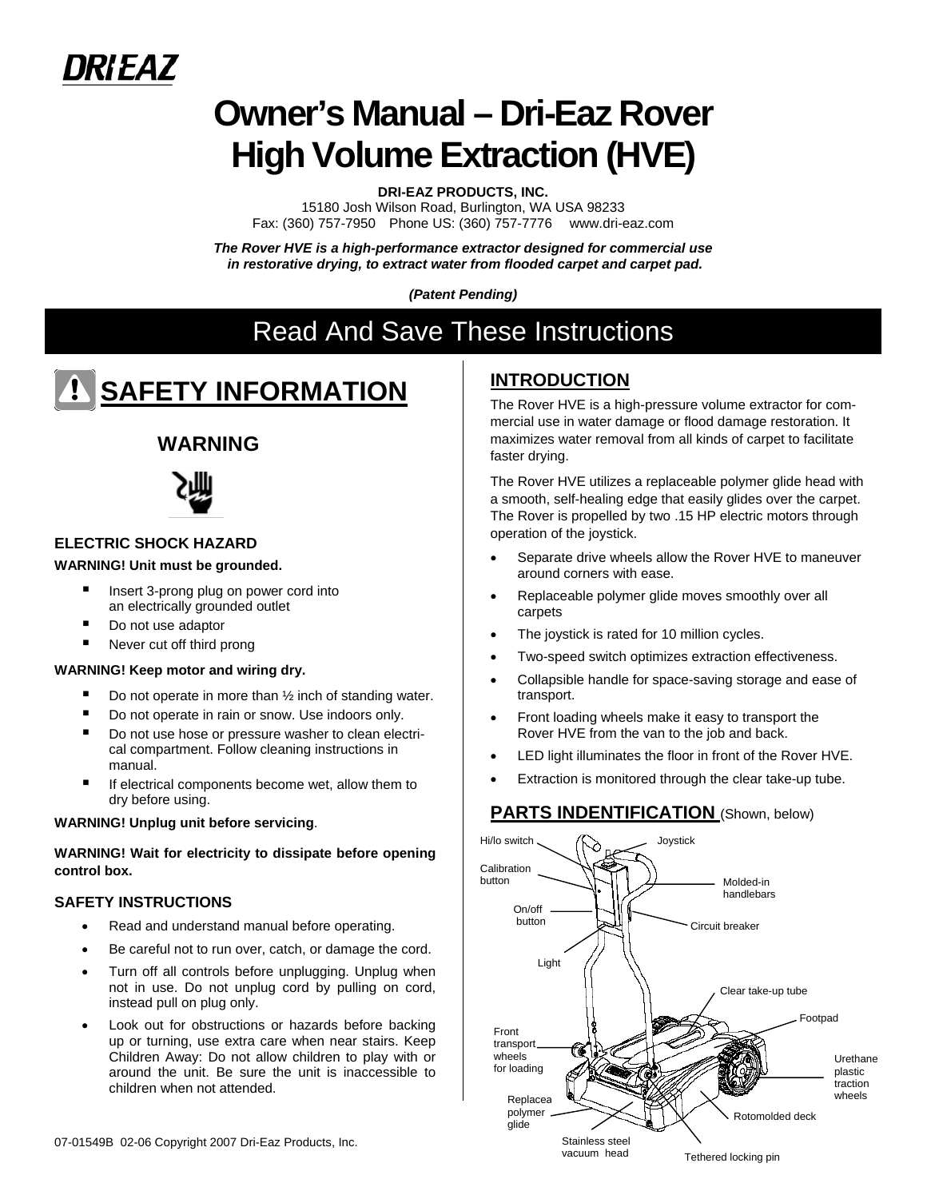DRI·EAZ

# Owner's Manual – Dri-Eaz Rover High Volume Extraction (HVE)

**DRI-EAZ PRODUCTS, INC.**
15180 Josh Wilson Road, Burlington, WA USA 98233
Fax: (360) 757-7950 Phone US: (360) 757-7776 www.dri-eaz.com

***The Rover HVE is a high-performance extractor designed for commercial use in restorative drying, to extract water from flooded carpet and carpet pad.***

***(Patent Pending)***

## Read And Save These Instructions

## SAFETY INFORMATION

### WARNING

#### ELECTRIC SHOCK HAZARD

**WARNING! Unit must be grounded.**

- Insert 3-prong plug on power cord into an electrically grounded outlet
- Do not use adaptor
- Never cut off third prong

**WARNING! Keep motor and wiring dry.**

- Do not operate in more than ½ inch of standing water.
- Do not operate in rain or snow. Use indoors only.
- Do not use hose or pressure washer to clean electrical compartment. Follow cleaning instructions in manual.
- If electrical components become wet, allow them to dry before using.

**WARNING! Unplug unit before servicing**.

**WARNING! Wait for electricity to dissipate before opening control box.**

#### SAFETY INSTRUCTIONS

- Read and understand manual before operating.
- Be careful not to run over, catch, or damage the cord.
- Turn off all controls before unplugging. Unplug when not in use. Do not unplug cord by pulling on cord, instead pull on plug only.
- Look out for obstructions or hazards before backing up or turning, use extra care when near stairs. Keep Children Away: Do not allow children to play with or around the unit. Be sure the unit is inaccessible to children when not attended.

## INTRODUCTION

The Rover HVE is a high-pressure volume extractor for commercial use in water damage or flood damage restoration. It maximizes water removal from all kinds of carpet to facilitate faster drying.

The Rover HVE utilizes a replaceable polymer glide head with a smooth, self-healing edge that easily glides over the carpet. The Rover is propelled by two .15 HP electric motors through operation of the joystick.

- Separate drive wheels allow the Rover HVE to maneuver around corners with ease.
- Replaceable polymer glide moves smoothly over all carpets
- The joystick is rated for 10 million cycles.
- Two-speed switch optimizes extraction effectiveness.
- Collapsible handle for space-saving storage and ease of transport.
- Front loading wheels make it easy to transport the Rover HVE from the van to the job and back.
- LED light illuminates the floor in front of the Rover HVE.
- Extraction is monitored through the clear take-up tube.

## PARTS INDENTIFICATION (Shown, below)

Hi/lo switch
Joystick
Calibration button
Molded-in handlebars
On/off button
Circuit breaker
Light
Clear take-up tube
Footpad
Front transport wheels for loading
Urethane plastic traction wheels
Replacea polymer glide
Rotomolded deck
Stainless steel vacuum head
Tethered locking pin

07-01549B 02-06 Copyright 2007 Dri-Eaz Products, Inc.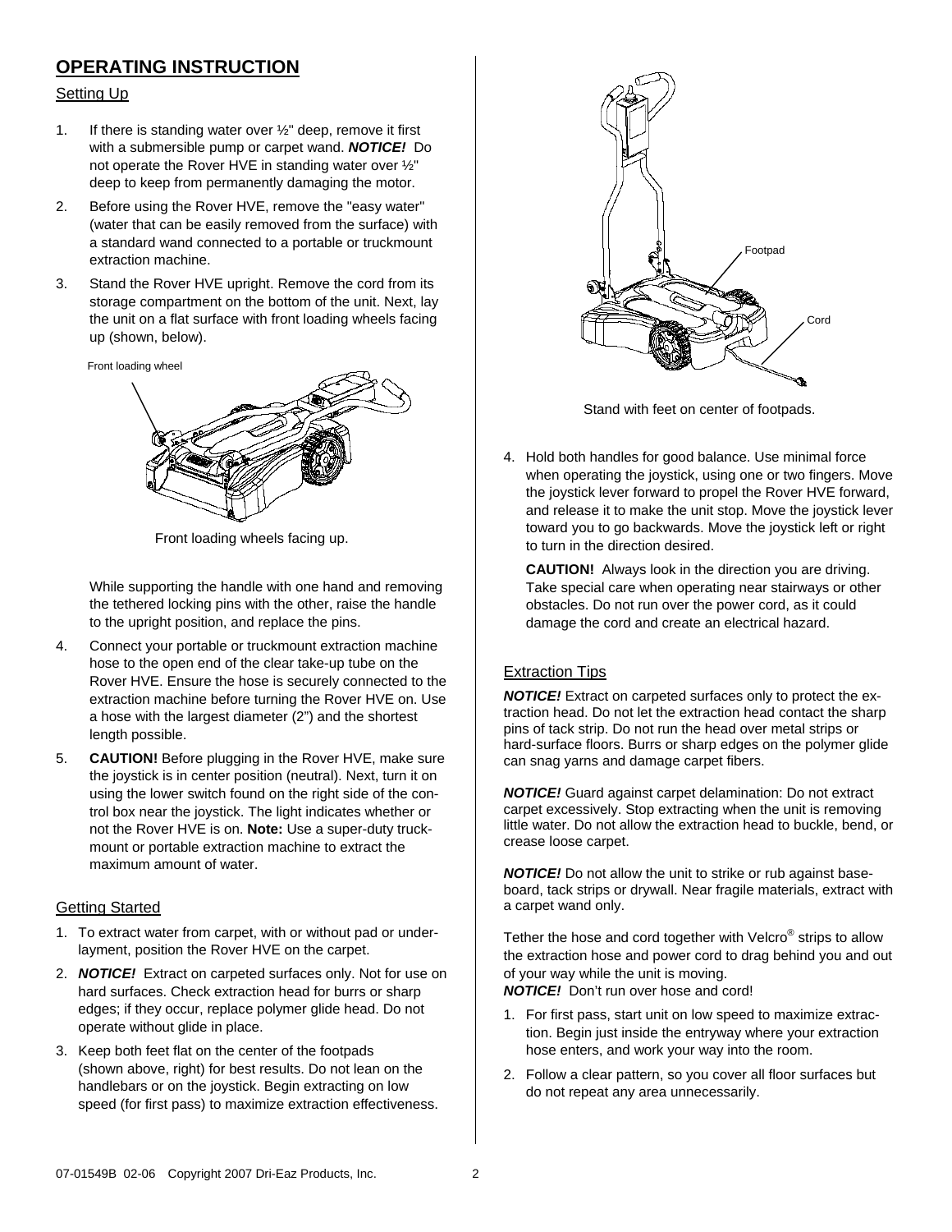## OPERATING INSTRUCTION

### Setting Up

1. If there is standing water over ½" deep, remove it first with a submersible pump or carpet wand. ***NOTICE!*** Do not operate the Rover HVE in standing water over ½" deep to keep from permanently damaging the motor.
2. Before using the Rover HVE, remove the "easy water" (water that can be easily removed from the surface) with a standard wand connected to a portable or truckmount extraction machine.
3. Stand the Rover HVE upright. Remove the cord from its storage compartment on the bottom of the unit. Next, lay the unit on a flat surface with front loading wheels facing up (shown, below).

Front loading wheel

Front loading wheels facing up.

While supporting the handle with one hand and removing the tethered locking pins with the other, raise the handle to the upright position, and replace the pins.

4. Connect your portable or truckmount extraction machine hose to the open end of the clear take-up tube on the Rover HVE. Ensure the hose is securely connected to the extraction machine before turning the Rover HVE on. Use a hose with the largest diameter (2") and the shortest length possible.
5. **CAUTION!** Before plugging in the Rover HVE, make sure the joystick is in center position (neutral). Next, turn it on using the lower switch found on the right side of the control box near the joystick. The light indicates whether or not the Rover HVE is on. **Note:** Use a super-duty truckmount or portable extraction machine to extract the maximum amount of water.

### Getting Started

1. To extract water from carpet, with or without pad or underlayment, position the Rover HVE on the carpet.
2. ***NOTICE!*** Extract on carpeted surfaces only. Not for use on hard surfaces. Check extraction head for burrs or sharp edges; if they occur, replace polymer glide head. Do not operate without glide in place.
3. Keep both feet flat on the center of the footpads (shown above, right) for best results. Do not lean on the handlebars or on the joystick. Begin extracting on low speed (for first pass) to maximize extraction effectiveness.

Footpad

Cord

Stand with feet on center of footpads.

4. Hold both handles for good balance. Use minimal force when operating the joystick, using one or two fingers. Move the joystick lever forward to propel the Rover HVE forward, and release it to make the unit stop. Move the joystick lever toward you to go backwards. Move the joystick left or right to turn in the direction desired.

   **CAUTION!** Always look in the direction you are driving. Take special care when operating near stairways or other obstacles. Do not run over the power cord, as it could damage the cord and create an electrical hazard.

### Extraction Tips

***NOTICE!*** Extract on carpeted surfaces only to protect the extraction head. Do not let the extraction head contact the sharp pins of tack strip. Do not run the head over metal strips or hard-surface floors. Burrs or sharp edges on the polymer glide can snag yarns and damage carpet fibers.

***NOTICE!*** Guard against carpet delamination: Do not extract carpet excessively. Stop extracting when the unit is removing little water. Do not allow the extraction head to buckle, bend, or crease loose carpet.

***NOTICE!*** Do not allow the unit to strike or rub against baseboard, tack strips or drywall. Near fragile materials, extract with a carpet wand only.

Tether the hose and cord together with Velcro® strips to allow the extraction hose and power cord to drag behind you and out of your way while the unit is moving.
***NOTICE!*** Don't run over hose and cord!

1. For first pass, start unit on low speed to maximize extraction. Begin just inside the entryway where your extraction hose enters, and work your way into the room.
2. Follow a clear pattern, so you cover all floor surfaces but do not repeat any area unnecessarily.

07-01549B 02-06 Copyright 2007 Dri-Eaz Products, Inc.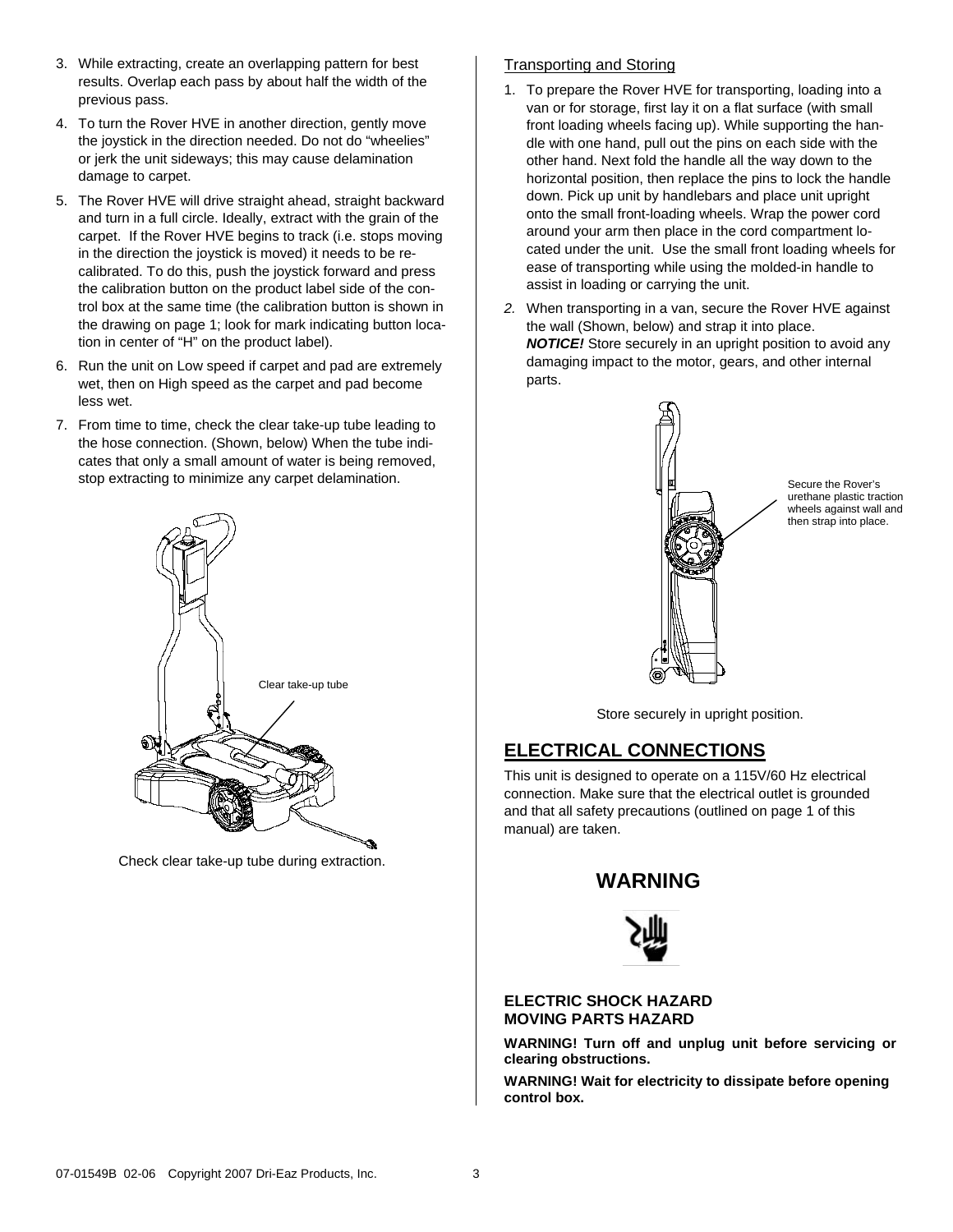3. While extracting, create an overlapping pattern for best results. Overlap each pass by about half the width of the previous pass.
4. To turn the Rover HVE in another direction, gently move the joystick in the direction needed. Do not do "wheelies" or jerk the unit sideways; this may cause delamination damage to carpet.
5. The Rover HVE will drive straight ahead, straight backward and turn in a full circle. Ideally, extract with the grain of the carpet. If the Rover HVE begins to track (i.e. stops moving in the direction the joystick is moved) it needs to be re-calibrated. To do this, push the joystick forward and press the calibration button on the product label side of the control box at the same time (the calibration button is shown in the drawing on page 1; look for mark indicating button location in center of "H" on the product label).
6. Run the unit on Low speed if carpet and pad are extremely wet, then on High speed as the carpet and pad become less wet.
7. From time to time, check the clear take-up tube leading to the hose connection. (Shown, below) When the tube indicates that only a small amount of water is being removed, stop extracting to minimize any carpet delamination.

Clear take-up tube

Check clear take-up tube during extraction.

Transporting and Storing

1. To prepare the Rover HVE for transporting, loading into a van or for storage, first lay it on a flat surface (with small front loading wheels facing up). While supporting the handle with one hand, pull out the pins on each side with the other hand. Next fold the handle all the way down to the horizontal position, then replace the pins to lock the handle down. Pick up unit by handlebars and place unit upright onto the small front-loading wheels. Wrap the power cord around your arm then place in the cord compartment located under the unit. Use the small front loading wheels for ease of transporting while using the molded-in handle to assist in loading or carrying the unit.
2. When transporting in a van, secure the Rover HVE against the wall (Shown, below) and strap it into place.
   ***NOTICE!*** Store securely in an upright position to avoid any damaging impact to the motor, gears, and other internal parts.

Secure the Rover's urethane plastic traction wheels against wall and then strap into place.

Store securely in upright position.

## ELECTRICAL CONNECTIONS

This unit is designed to operate on a 115V/60 Hz electrical connection. Make sure that the electrical outlet is grounded and that all safety precautions (outlined on page 1 of this manual) are taken.

## WARNING

**ELECTRIC SHOCK HAZARD**
**MOVING PARTS HAZARD**

**WARNING! Turn off and unplug unit before servicing or clearing obstructions.**

**WARNING! Wait for electricity to dissipate before opening control box.**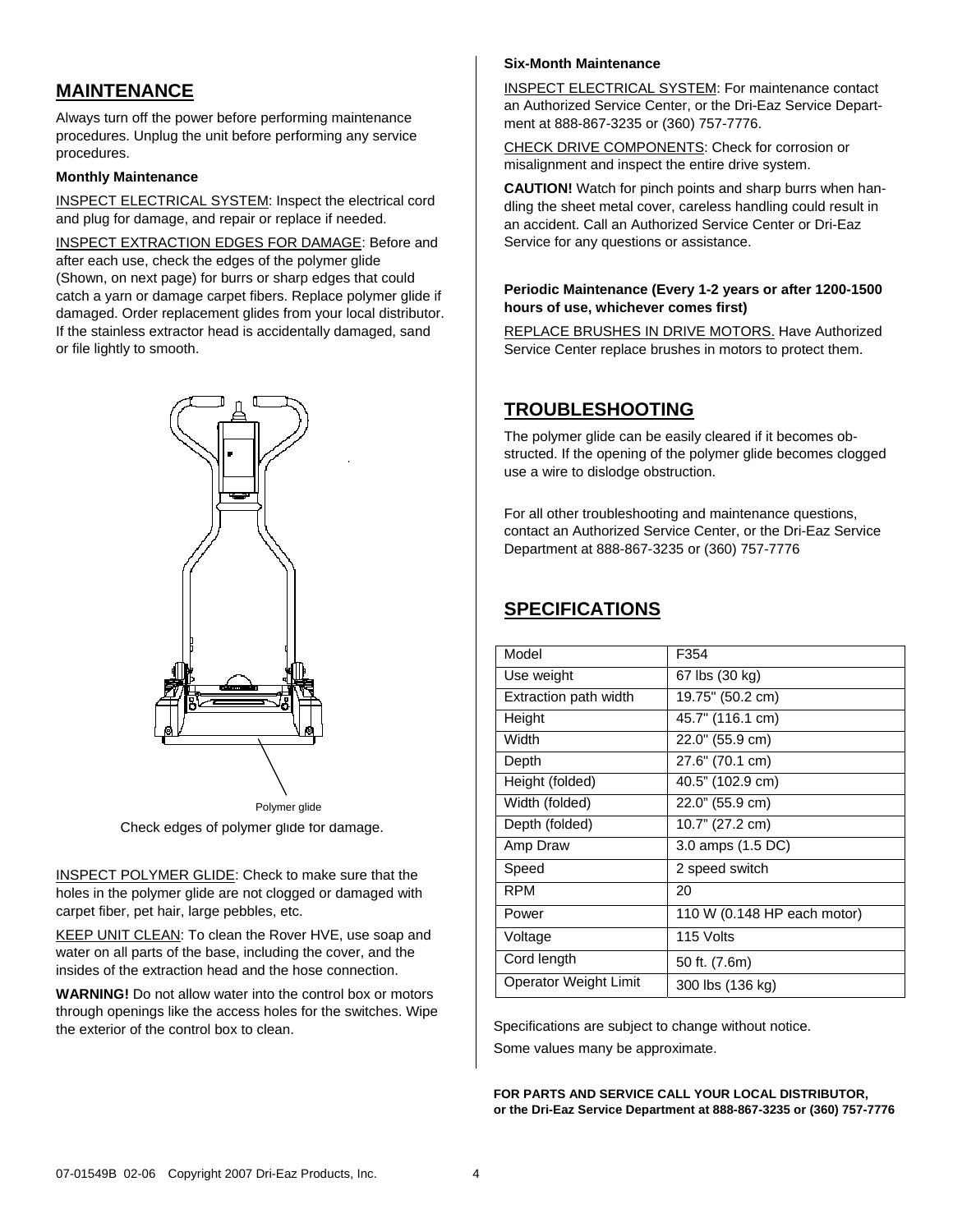## MAINTENANCE

Always turn off the power before performing maintenance procedures. Unplug the unit before performing any service procedures.

**Monthly Maintenance**

INSPECT ELECTRICAL SYSTEM: Inspect the electrical cord and plug for damage, and repair or replace if needed.

INSPECT EXTRACTION EDGES FOR DAMAGE: Before and after each use, check the edges of the polymer glide (Shown, on next page) for burrs or sharp edges that could catch a yarn or damage carpet fibers. Replace polymer glide if damaged. Order replacement glides from your local distributor. If the stainless extractor head is accidentally damaged, sand or file lightly to smooth.

Polymer glide

Check edges of polymer glide for damage.

INSPECT POLYMER GLIDE: Check to make sure that the holes in the polymer glide are not clogged or damaged with carpet fiber, pet hair, large pebbles, etc.

KEEP UNIT CLEAN: To clean the Rover HVE, use soap and water on all parts of the base, including the cover, and the insides of the extraction head and the hose connection.

**WARNING!** Do not allow water into the control box or motors through openings like the access holes for the switches. Wipe the exterior of the control box to clean.

**Six-Month Maintenance**

INSPECT ELECTRICAL SYSTEM: For maintenance contact an Authorized Service Center, or the Dri-Eaz Service Department at 888-867-3235 or (360) 757-7776.

CHECK DRIVE COMPONENTS: Check for corrosion or misalignment and inspect the entire drive system.

**CAUTION!** Watch for pinch points and sharp burrs when handling the sheet metal cover, careless handling could result in an accident. Call an Authorized Service Center or Dri-Eaz Service for any questions or assistance.

**Periodic Maintenance (Every 1-2 years or after 1200-1500 hours of use, whichever comes first)**

REPLACE BRUSHES IN DRIVE MOTORS. Have Authorized Service Center replace brushes in motors to protect them.

## TROUBLESHOOTING

The polymer glide can be easily cleared if it becomes obstructed. If the opening of the polymer glide becomes clogged use a wire to dislodge obstruction.

For all other troubleshooting and maintenance questions, contact an Authorized Service Center, or the Dri-Eaz Service Department at 888-867-3235 or (360) 757-7776

## SPECIFICATIONS

| Model | F354 |
|---|---|
| Use weight | 67 lbs (30 kg) |
| Extraction path width | 19.75" (50.2 cm) |
| Height | 45.7" (116.1 cm) |
| Width | 22.0" (55.9 cm) |
| Depth | 27.6" (70.1 cm) |
| Height (folded) | 40.5" (102.9 cm) |
| Width (folded) | 22.0" (55.9 cm) |
| Depth (folded) | 10.7" (27.2 cm) |
| Amp Draw | 3.0 amps (1.5 DC) |
| Speed | 2 speed switch |
| RPM | 20 |
| Power | 110 W (0.148 HP each motor) |
| Voltage | 115 Volts |
| Cord length | 50 ft. (7.6m) |
| Operator Weight Limit | 300 lbs (136 kg) |

Specifications are subject to change without notice.

Some values many be approximate.

**FOR PARTS AND SERVICE CALL YOUR LOCAL DISTRIBUTOR, or the Dri-Eaz Service Department at 888-867-3235 or (360) 757-7776**

07-01549B 02-06 Copyright 2007 Dri-Eaz Products, Inc.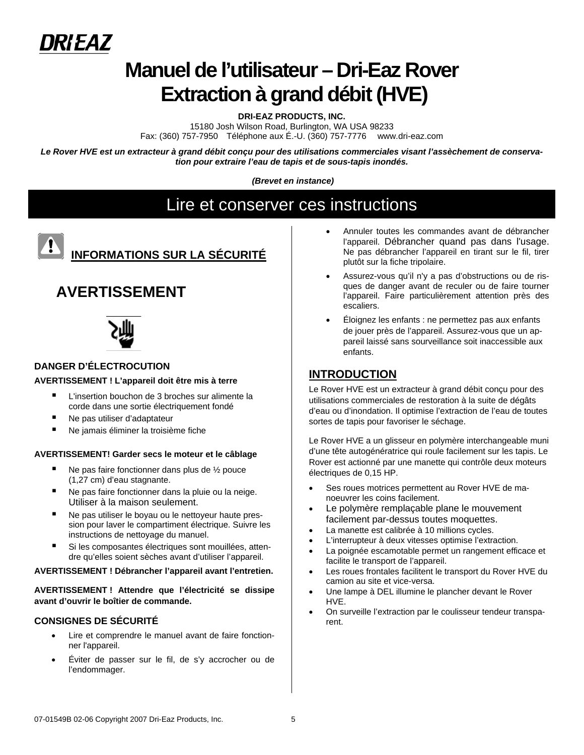DRI-EAZ

# Manuel de l'utilisateur – Dri-Eaz Rover Extraction à grand débit (HVE)

**DRI-EAZ PRODUCTS, INC.**
15180 Josh Wilson Road, Burlington, WA USA 98233
Fax: (360) 757-7950 Téléphone aux É.-U. (360) 757-7776 www.dri-eaz.com

***Le Rover HVE est un extracteur à grand débit conçu pour des utilisations commerciales visant l'assèchement de conservation pour extraire l'eau de tapis et de sous-tapis inondés.***

***(Brevet en instance)***

## Lire et conserver ces instructions

### INFORMATIONS SUR LA SÉCURITÉ

## AVERTISSEMENT

**DANGER D'ÉLECTROCUTION**

**AVERTISSEMENT ! L'appareil doit être mis à terre**

- L'insertion bouchon de 3 broches sur alimente la corde dans une sortie électriquement fondé
- Ne pas utiliser d'adaptateur
- Ne jamais éliminer la troisième fiche

**AVERTISSEMENT! Garder secs le moteur et le câblage**

- Ne pas faire fonctionner dans plus de ½ pouce (1,27 cm) d'eau stagnante.
- Ne pas faire fonctionner dans la pluie ou la neige. Utiliser à la maison seulement.
- Ne pas utiliser le boyau ou le nettoyeur haute pression pour laver le compartiment électrique. Suivre les instructions de nettoyage du manuel.
- Si les composantes électriques sont mouillées, attendre qu'elles soient sèches avant d'utiliser l'appareil.

**AVERTISSEMENT ! Débrancher l'appareil avant l'entretien.**

**AVERTISSEMENT ! Attendre que l'électricité se dissipe avant d'ouvrir le boîtier de commande.**

### CONSIGNES DE SÉCURITÉ

- Lire et comprendre le manuel avant de faire fonctionner l'appareil.
- Éviter de passer sur le fil, de s'y accrocher ou de l'endommager.
- Annuler toutes les commandes avant de débrancher l'appareil. Débrancher quand pas dans l'usage. Ne pas débrancher l'appareil en tirant sur le fil, tirer plutôt sur la fiche tripolaire.
- Assurez-vous qu'il n'y a pas d'obstructions ou de risques de danger avant de reculer ou de faire tourner l'appareil. Faire particulièrement attention près des escaliers.
- Éloignez les enfants : ne permettez pas aux enfants de jouer près de l'appareil. Assurez-vous que un appareil laissé sans sourveillance soit inaccessible aux enfants.

### INTRODUCTION

Le Rover HVE est un extracteur à grand débit conçu pour des utilisations commerciales de restoration à la suite de dégâts d'eau ou d'inondation. Il optimise l'extraction de l'eau de toutes sortes de tapis pour favoriser le séchage.

Le Rover HVE a un glisseur en polymère interchangeable muni d'une tête autogénératrice qui roule facilement sur les tapis. Le Rover est actionné par une manette qui contrôle deux moteurs électriques de 0,15 HP.

- Ses roues motrices permettent au Rover HVE de manoeuvrer les coins facilement.
- Le polymère remplaçable plane le mouvement facilement par-dessus toutes moquettes.
- La manette est calibrée à 10 millions cycles.
- L'interrupteur à deux vitesses optimise l'extraction.
- La poignée escamotable permet un rangement efficace et facilite le transport de l'appareil.
- Les roues frontales facilitent le transport du Rover HVE du camion au site et vice-versa.
- Une lampe à DEL illumine le plancher devant le Rover HVE.
- On surveille l'extraction par le coulisseur tendeur transparent.

07-01549B 02-06 Copyright 2007 Dri-Eaz Products, Inc.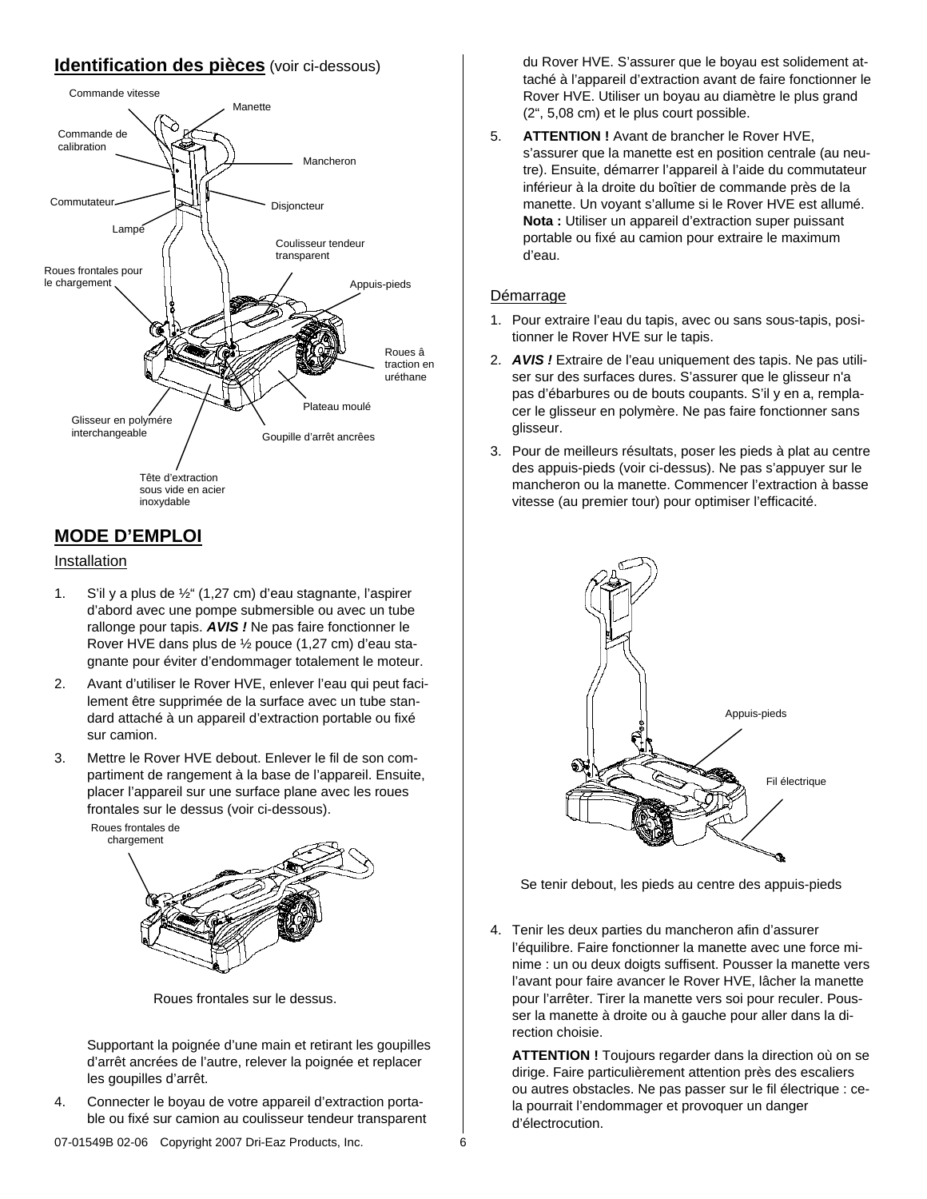## Identification des pièces (voir ci-dessous)

Commande vitesse

Manette

Commande de calibration

Mancheron

Commutateur

Disjoncteur

Lampe

Coulisseur tendeur transparent

Roues frontales pour le chargement

Appuis-pieds

Roues à traction en uréthane

Plateau moulé

Glisseur en polymère interchangeable

Goupille d'arrêt ancrées

Tête d'extraction sous vide en acier inoxydable

## MODE D'EMPLOI

### Installation

1. S'il y a plus de ½" (1,27 cm) d'eau stagnante, l'aspirer d'abord avec une pompe submersible ou avec un tube rallonge pour tapis. ***AVIS !*** Ne pas faire fonctionner le Rover HVE dans plus de ½ pouce (1,27 cm) d'eau stagnante pour éviter d'endommager totalement le moteur.
2. Avant d'utiliser le Rover HVE, enlever l'eau qui peut facilement être supprimée de la surface avec un tube standard attaché à un appareil d'extraction portable ou fixé sur camion.
3. Mettre le Rover HVE debout. Enlever le fil de son compartiment de rangement à la base de l'appareil. Ensuite, placer l'appareil sur une surface plane avec les roues frontales sur le dessus (voir ci-dessous).

   Roues frontales de chargement

   Roues frontales sur le dessus.

   Supportant la poignée d'une main et retirant les goupilles d'arrêt ancrées de l'autre, relever la poignée et replacer les goupilles d'arrêt.
4. Connecter le boyau de votre appareil d'extraction portable ou fixé sur camion au coulisseur tendeur transparent du Rover HVE. S'assurer que le boyau est solidement attaché à l'appareil d'extraction avant de faire fonctionner le Rover HVE. Utiliser un boyau au diamètre le plus grand (2", 5,08 cm) et le plus court possible.
5. **ATTENTION !** Avant de brancher le Rover HVE, s'assurer que la manette est en position centrale (au neutre). Ensuite, démarrer l'appareil à l'aide du commutateur inférieur à la droite du boîtier de commande près de la manette. Un voyant s'allume si le Rover HVE est allumé. **Nota :** Utiliser un appareil d'extraction super puissant portable ou fixé au camion pour extraire le maximum d'eau.

### Démarrage

1. Pour extraire l'eau du tapis, avec ou sans sous-tapis, positionner le Rover HVE sur le tapis.
2. ***AVIS !*** Extraire de l'eau uniquement des tapis. Ne pas utiliser sur des surfaces dures. S'assurer que le glisseur n'a pas d'ébarbures ou de bouts coupants. S'il y en a, remplacer le glisseur en polymère. Ne pas faire fonctionner sans glisseur.
3. Pour de meilleurs résultats, poser les pieds à plat au centre des appuis-pieds (voir ci-dessus). Ne pas s'appuyer sur le mancheron ou la manette. Commencer l'extraction à basse vitesse (au premier tour) pour optimiser l'efficacité.

   Appuis-pieds

   Fil électrique

   Se tenir debout, les pieds au centre des appuis-pieds
4. Tenir les deux parties du mancheron afin d'assurer l'équilibre. Faire fonctionner la manette avec une force minime : un ou deux doigts suffisent. Pousser la manette vers l'avant pour faire avancer le Rover HVE, lâcher la manette pour l'arrêter. Tirer la manette vers soi pour reculer. Pousser la manette à droite ou à gauche pour aller dans la direction choisie.

   **ATTENTION !** Toujours regarder dans la direction où on se dirige. Faire particulièrement attention près des escaliers ou autres obstacles. Ne pas passer sur le fil électrique : cela pourrait l'endommager et provoquer un danger d'électrocution.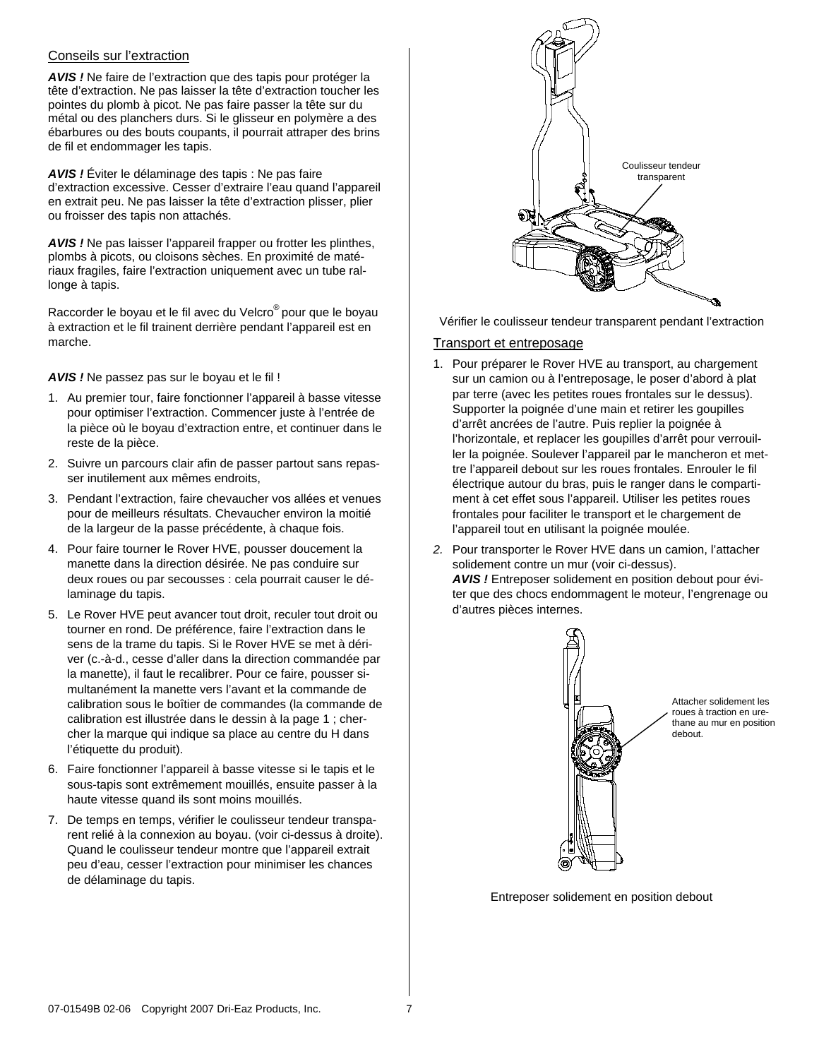## Conseils sur l'extraction

***AVIS !*** Ne faire de l'extraction que des tapis pour protéger la tête d'extraction. Ne pas laisser la tête d'extraction toucher les pointes du plomb à picot. Ne pas faire passer la tête sur du métal ou des planchers durs. Si le glisseur en polymère a des ébarbures ou des bouts coupants, il pourrait attraper des brins de fil et endommager les tapis.

***AVIS !*** Éviter le délaminage des tapis : Ne pas faire d'extraction excessive. Cesser d'extraire l'eau quand l'appareil en extrait peu. Ne pas laisser la tête d'extraction plisser, plier ou froisser des tapis non attachés.

***AVIS !*** Ne pas laisser l'appareil frapper ou frotter les plinthes, plombs à picots, ou cloisons sèches. En proximité de matériaux fragiles, faire l'extraction uniquement avec un tube rallonge à tapis.

Raccorder le boyau et le fil avec du Velcro® pour que le boyau à extraction et le fil trainent derrière pendant l'appareil est en marche.

***AVIS !*** Ne passez pas sur le boyau et le fil !

1. Au premier tour, faire fonctionner l'appareil à basse vitesse pour optimiser l'extraction. Commencer juste à l'entrée de la pièce où le boyau d'extraction entre, et continuer dans le reste de la pièce.
2. Suivre un parcours clair afin de passer partout sans repasser inutilement aux mêmes endroits,
3. Pendant l'extraction, faire chevaucher vos allées et venues pour de meilleurs résultats. Chevaucher environ la moitié de la largeur de la passe précédente, à chaque fois.
4. Pour faire tourner le Rover HVE, pousser doucement la manette dans la direction désirée. Ne pas conduire sur deux roues ou par secousses : cela pourrait causer le délaminage du tapis.
5. Le Rover HVE peut avancer tout droit, reculer tout droit ou tourner en rond. De préférence, faire l'extraction dans le sens de la trame du tapis. Si le Rover HVE se met à dériver (c.-à-d., cesse d'aller dans la direction commandée par la manette), il faut le recalibrer. Pour ce faire, pousser simultanément la manette vers l'avant et la commande de calibration sous le boîtier de commandes (la commande de calibration est illustrée dans le dessin à la page 1 ; chercher la marque qui indique sa place au centre du H dans l'étiquette du produit).
6. Faire fonctionner l'appareil à basse vitesse si le tapis et le sous-tapis sont extrêmement mouillés, ensuite passer à la haute vitesse quand ils sont moins mouillés.
7. De temps en temps, vérifier le coulisseur tendeur transparent relié à la connexion au boyau. (voir ci-dessus à droite). Quand le coulisseur tendeur montre que l'appareil extrait peu d'eau, cesser l'extraction pour minimiser les chances de délaminage du tapis.

Coulisseur tendeur transparent

Vérifier le coulisseur tendeur transparent pendant l'extraction

## Transport et entreposage

1. Pour préparer le Rover HVE au transport, au chargement sur un camion ou à l'entreposage, le poser d'abord à plat par terre (avec les petites roues frontales sur le dessus). Supporter la poignée d'une main et retirer les goupilles d'arrêt ancrées de l'autre. Puis replier la poignée à l'horizontale, et replacer les goupilles d'arrêt pour verrouiller la poignée. Soulever l'appareil par le mancheron et mettre l'appareil debout sur les roues frontales. Enrouler le fil électrique autour du bras, puis le ranger dans le compartiment à cet effet sous l'appareil. Utiliser les petites roues frontales pour faciliter le transport et le chargement de l'appareil tout en utilisant la poignée moulée.
2. Pour transporter le Rover HVE dans un camion, l'attacher solidement contre un mur (voir ci-dessus).
   ***AVIS !*** Entreposer solidement en position debout pour éviter que des chocs endommagent le moteur, l'engrenage ou d'autres pièces internes.

Attacher solidement les roues à traction en uréthane au mur en position debout.

Entreposer solidement en position debout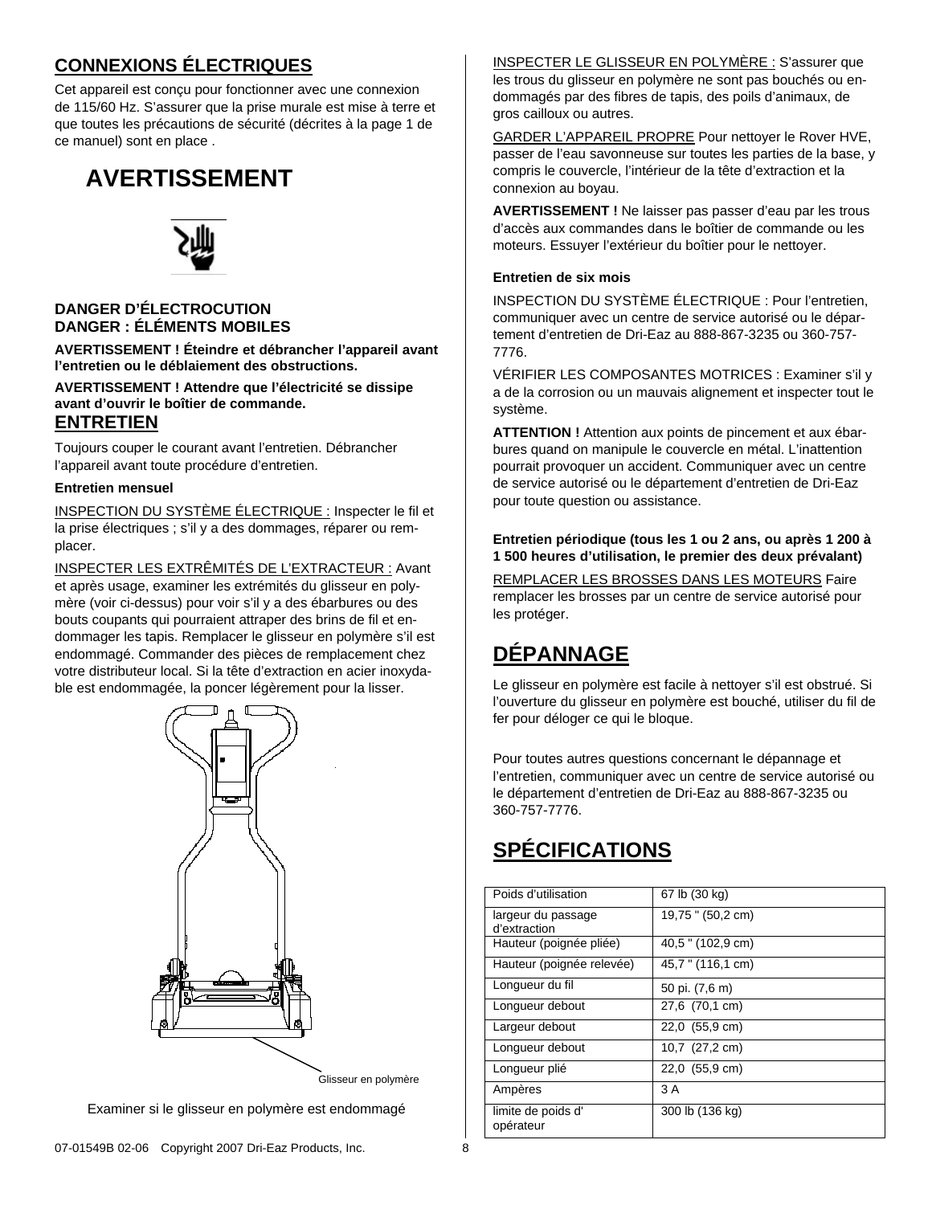## CONNEXIONS ÉLECTRIQUES

Cet appareil est conçu pour fonctionner avec une connexion de 115/60 Hz. S'assurer que la prise murale est mise à terre et que toutes les précautions de sécurité (décrites à la page 1 de ce manuel) sont en place .

# AVERTISSEMENT

**DANGER D'ÉLECTROCUTION**
**DANGER : ÉLÉMENTS MOBILES**

**AVERTISSEMENT ! Éteindre et débrancher l'appareil avant l'entretien ou le déblaiement des obstructions.**

**AVERTISSEMENT ! Attendre que l'électricité se dissipe avant d'ouvrir le boîtier de commande.**

## ENTRETIEN

Toujours couper le courant avant l'entretien. Débrancher l'appareil avant toute procédure d'entretien.

**Entretien mensuel**

INSPECTION DU SYSTÈME ÉLECTRIQUE : Inspecter le fil et la prise électriques ; s'il y a des dommages, réparer ou remplacer.

INSPECTER LES EXTRÊMITÉS DE L'EXTRACTEUR : Avant et après usage, examiner les extrémités du glisseur en polymère (voir ci-dessus) pour voir s'il y a des ébarbures ou des bouts coupants qui pourraient attraper des brins de fil et endommager les tapis. Remplacer le glisseur en polymère s'il est endommagé. Commander des pièces de remplacement chez votre distributeur local. Si la tête d'extraction en acier inoxydable est endommagée, la poncer légèrement pour la lisser.

Glisseur en polymère

Examiner si le glisseur en polymère est endommagé

INSPECTER LE GLISSEUR EN POLYMÈRE : S'assurer que les trous du glisseur en polymère ne sont pas bouchés ou endommagés par des fibres de tapis, des poils d'animaux, de gros cailloux ou autres.

GARDER L'APPAREIL PROPRE Pour nettoyer le Rover HVE, passer de l'eau savonneuse sur toutes les parties de la base, y compris le couvercle, l'intérieur de la tête d'extraction et la connexion au boyau.

**AVERTISSEMENT !** Ne laisser pas passer d'eau par les trous d'accès aux commandes dans le boîtier de commande ou les moteurs. Essuyer l'extérieur du boîtier pour le nettoyer.

**Entretien de six mois**

INSPECTION DU SYSTÈME ÉLECTRIQUE : Pour l'entretien, communiquer avec un centre de service autorisé ou le département d'entretien de Dri-Eaz au 888-867-3235 ou 360-757-7776.

VÉRIFIER LES COMPOSANTES MOTRICES : Examiner s'il y a de la corrosion ou un mauvais alignement et inspecter tout le système.

**ATTENTION !** Attention aux points de pincement et aux ébarbures quand on manipule le couvercle en métal. L'inattention pourrait provoquer un accident. Communiquer avec un centre de service autorisé ou le département d'entretien de Dri-Eaz pour toute question ou assistance.

**Entretien périodique (tous les 1 ou 2 ans, ou après 1 200 à 1 500 heures d'utilisation, le premier des deux prévalant)**

REMPLACER LES BROSSES DANS LES MOTEURS Faire remplacer les brosses par un centre de service autorisé pour les protéger.

## DÉPANNAGE

Le glisseur en polymère est facile à nettoyer s'il est obstrué. Si l'ouverture du glisseur en polymère est bouché, utiliser du fil de fer pour déloger ce qui le bloque.

Pour toutes autres questions concernant le dépannage et l'entretien, communiquer avec un centre de service autorisé ou le département d'entretien de Dri-Eaz au 888-867-3235 ou 360-757-7776.

## SPÉCIFICATIONS

| | |
|---|---|
| Poids d'utilisation | 67 lb (30 kg) |
| largeur du passage d'extraction | 19,75 " (50,2 cm) |
| Hauteur (poignée pliée) | 40,5 " (102,9 cm) |
| Hauteur (poignée relevée) | 45,7 " (116,1 cm) |
| Longueur du fil | 50 pi. (7,6 m) |
| Longueur debout | 27,6 (70,1 cm) |
| Largeur debout | 22,0 (55,9 cm) |
| Longueur debout | 10,7 (27,2 cm) |
| Longueur plié | 22,0 (55,9 cm) |
| Ampères | 3 A |
| limite de poids d' opérateur | 300 lb (136 kg) |

07-01549B 02-06 Copyright 2007 Dri-Eaz Products, Inc.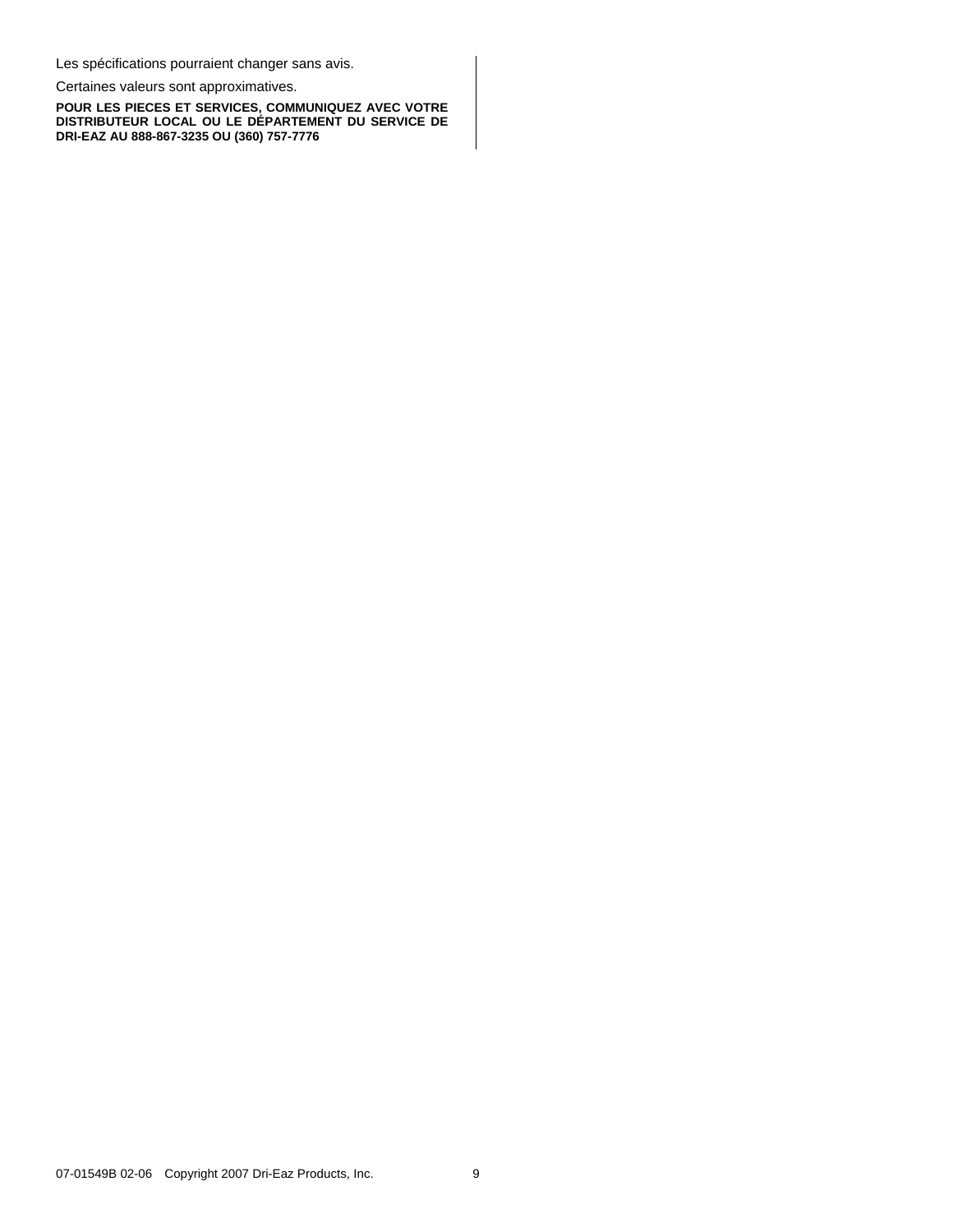Les spécifications pourraient changer sans avis.

Certaines valeurs sont approximatives.

**POUR LES PIECES ET SERVICES, COMMUNIQUEZ AVEC VOTRE DISTRIBUTEUR LOCAL OU LE DÉPARTEMENT DU SERVICE DE DRI-EAZ AU 888-867-3235 OU (360) 757-7776**

07-01549B 02-06 Copyright 2007 Dri-Eaz Products, Inc.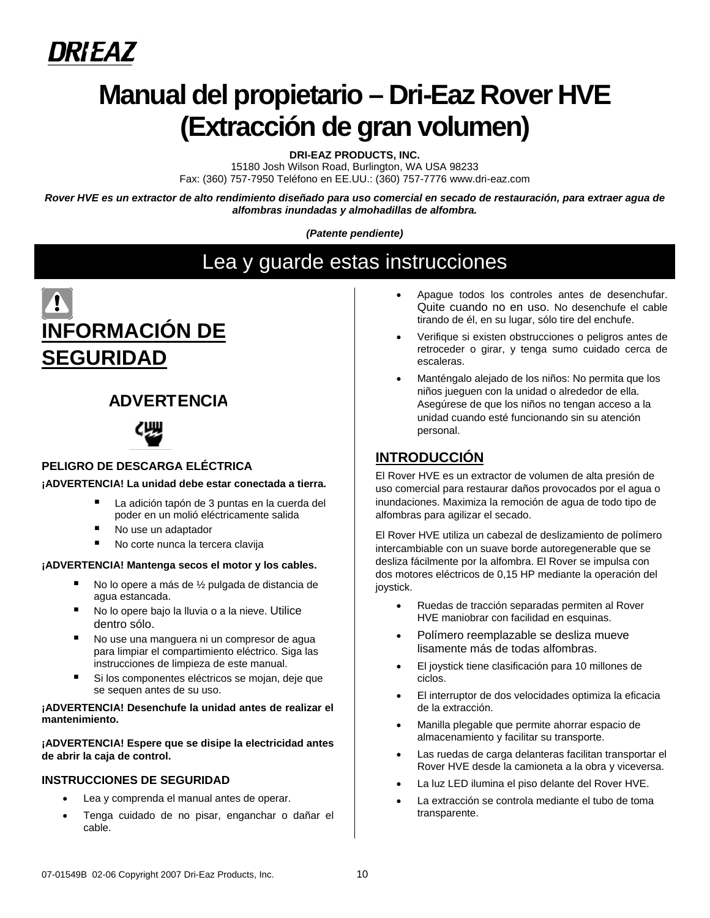**DRI-EAZ**

# Manual del propietario – Dri-Eaz Rover HVE (Extracción de gran volumen)

**DRI-EAZ PRODUCTS, INC.**
15180 Josh Wilson Road, Burlington, WA USA 98233
Fax: (360) 757-7950 Teléfono en EE.UU.: (360) 757-7776 www.dri-eaz.com

***Rover HVE es un extractor de alto rendimiento diseñado para uso comercial en secado de restauración, para extraer agua de alfombras inundadas y almohadillas de alfombra.***

***(Patente pendiente)***

## Lea y guarde estas instrucciones

## INFORMACIÓN DE SEGURIDAD

### ADVERTENCIA

#### PELIGRO DE DESCARGA ELÉCTRICA

**¡ADVERTENCIA! La unidad debe estar conectada a tierra.**

- La adición tapón de 3 puntas en la cuerda del poder en un molió eléctricamente salida
- No use un adaptador
- No corte nunca la tercera clavija

**¡ADVERTENCIA! Mantenga secos el motor y los cables.**

- No lo opere a más de ½ pulgada de distancia de agua estancada.
- No lo opere bajo la lluvia o a la nieve. Utilice dentro sólo.
- No use una manguera ni un compresor de agua para limpiar el compartimiento eléctrico. Siga las instrucciones de limpieza de este manual.
- Si los componentes eléctricos se mojan, deje que se sequen antes de su uso.

**¡ADVERTENCIA! Desenchufe la unidad antes de realizar el mantenimiento.**

**¡ADVERTENCIA! Espere que se disipe la electricidad antes de abrir la caja de control.**

#### INSTRUCCIONES DE SEGURIDAD

- Lea y comprenda el manual antes de operar.
- Tenga cuidado de no pisar, enganchar o dañar el cable.
- Apague todos los controles antes de desenchufar. Quite cuando no en uso. No desenchufe el cable tirando de él, en su lugar, sólo tire del enchufe.
- Verifique si existen obstrucciones o peligros antes de retroceder o girar, y tenga sumo cuidado cerca de escaleras.
- Manténgalo alejado de los niños: No permita que los niños jueguen con la unidad o alrededor de ella. Asegúrese de que los niños no tengan acceso a la unidad cuando esté funcionando sin su atención personal.

## INTRODUCCIÓN

El Rover HVE es un extractor de volumen de alta presión de uso comercial para restaurar daños provocados por el agua o inundaciones. Maximiza la remoción de agua de todo tipo de alfombras para agilizar el secado.

El Rover HVE utiliza un cabezal de deslizamiento de polímero intercambiable con un suave borde autoregenerable que se desliza fácilmente por la alfombra. El Rover se impulsa con dos motores eléctricos de 0,15 HP mediante la operación del joystick.

- Ruedas de tracción separadas permiten al Rover HVE maniobrar con facilidad en esquinas.
- Polímero reemplazable se desliza mueve lisamente más de todas alfombras.
- El joystick tiene clasificación para 10 millones de ciclos.
- El interruptor de dos velocidades optimiza la eficacia de la extracción.
- Manilla plegable que permite ahorrar espacio de almacenamiento y facilitar su transporte.
- Las ruedas de carga delanteras facilitan transportar el Rover HVE desde la camioneta a la obra y viceversa.
- La luz LED ilumina el piso delante del Rover HVE.
- La extracción se controla mediante el tubo de toma transparente.

07-01549B 02-06 Copyright 2007 Dri-Eaz Products, Inc.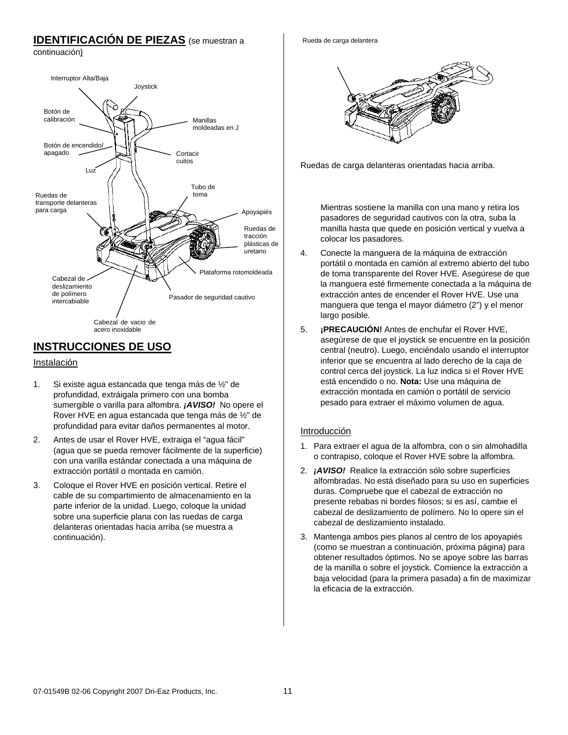## IDENTIFICACIÓN DE PIEZAS (se muestran a continuación)

Interruptor Alta/Baja

Joystick

Botón de calibración

Manillas moldeadas en J

Botón de encendido/apagado

Cortacircuitos

Luz

Tubo de toma

Ruedas de transporte delanteras para carga

Apoyapiés

Ruedas de tracción plásticas de uretano

Plataforma rotomoldeada

Cabezal de deslizamiento de polímero intercabiable

Pasador de seguridad cautivo

Cabezal de vacio de acero inoxidable

## INSTRUCCIONES DE USO

### Instalación

1. Si existe agua estancada que tenga más de ½" de profundidad, extráigala primero con una bomba sumergible o varilla para alfombra. ***¡AVISO!*** No opere el Rover HVE en agua estancada que tenga más de ½" de profundidad para evitar daños permanentes al motor.
2. Antes de usar el Rover HVE, extraiga el "agua fácil" (agua que se pueda remover fácilmente de la superficie) con una varilla estándar conectada a una máquina de extracción portátil o montada en camión.
3. Coloque el Rover HVE en posición vertical. Retire el cable de su compartimiento de almacenamiento en la parte inferior de la unidad. Luego, coloque la unidad sobre una superficie plana con las ruedas de carga delanteras orientadas hacia arriba (se muestra a continuación).

Rueda de carga delantera

Ruedas de carga delanteras orientadas hacia arriba.

   Mientras sostiene la manilla con una mano y retira los pasadores de seguridad cautivos con la otra, suba la manilla hasta que quede en posición vertical y vuelva a colocar los pasadores.

4. Conecte la manguera de la máquina de extracción portátil o montada en camión al extremo abierto del tubo de toma transparente del Rover HVE. Asegúrese de que la manguera esté firmemente conectada a la máquina de extracción antes de encender el Rover HVE. Use una manguera que tenga el mayor diámetro (2") y el menor largo posible.
5. **¡PRECAUCIÓN!** Antes de enchufar el Rover HVE, asegúrese de que el joystick se encuentre en la posición central (neutro). Luego, enciéndalo usando el interruptor inferior que se encuentra al lado derecho de la caja de control cerca del joystick. La luz indica si el Rover HVE está encendido o no. **Nota:** Use una máquina de extracción montada en camión o portátil de servicio pesado para extraer el máximo volumen de agua.

### Introducción

1. Para extraer el agua de la alfombra, con o sin almohadilla o contrapiso, coloque el Rover HVE sobre la alfombra.
2. ***¡AVISO!*** Realice la extracción sólo sobre superficies alfombradas. No está diseñado para su uso en superficies duras. Compruebe que el cabezal de extracción no presente rebabas ni bordes filosos; si es así, cambie el cabezal de deslizamiento de polímero. No lo opere sin el cabezal de deslizamiento instalado.
3. Mantenga ambos pies planos al centro de los apoyapiés (como se muestran a continuación, próxima página) para obtener resultados óptimos. No se apoye sobre las barras de la manilla o sobre el joystick. Comience la extracción a baja velocidad (para la primera pasada) a fin de maximizar la eficacia de la extracción.

07-01549B 02-06 Copyright 2007 Dri-Eaz Products, Inc.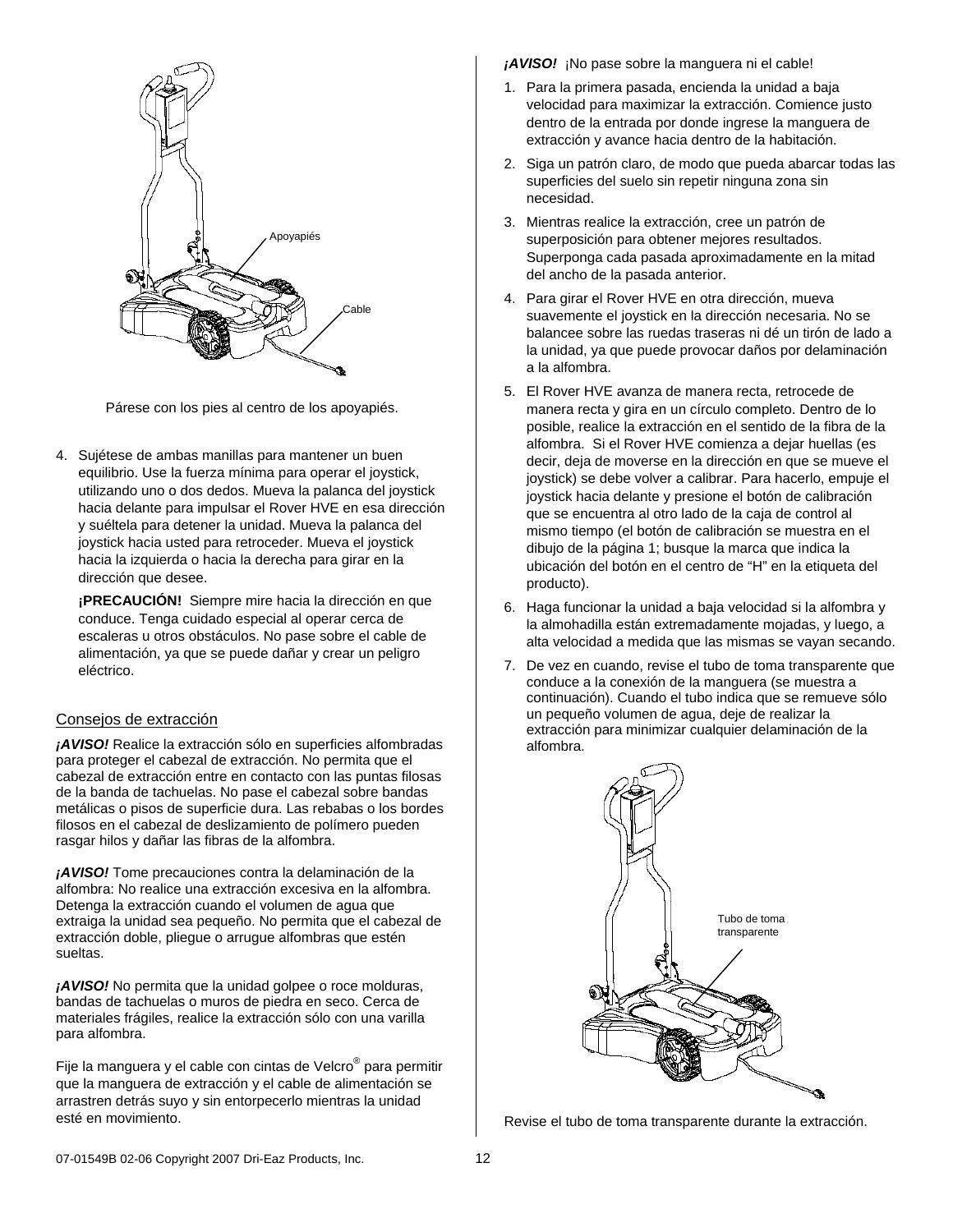Apoyapiés

Cable

Párese con los pies al centro de los apoyapiés.

4. Sujétese de ambas manillas para mantener un buen equilibrio. Use la fuerza mínima para operar el joystick, utilizando uno o dos dedos. Mueva la palanca del joystick hacia delante para impulsar el Rover HVE en esa dirección y suéltela para detener la unidad. Mueva la palanca del joystick hacia usted para retroceder. Mueva el joystick hacia la izquierda o hacia la derecha para girar en la dirección que desee.

   **¡PRECAUCIÓN!** Siempre mire hacia la dirección en que conduce. Tenga cuidado especial al operar cerca de escaleras u otros obstáculos. No pase sobre el cable de alimentación, ya que se puede dañar y crear un peligro eléctrico.

## Consejos de extracción

***¡AVISO!*** Realice la extracción sólo en superficies alfombradas para proteger el cabezal de extracción. No permita que el cabezal de extracción entre en contacto con las puntas filosas de la banda de tachuelas. No pase el cabezal sobre bandas metálicas o pisos de superficie dura. Las rebabas o los bordes filosos en el cabezal de deslizamiento de polímero pueden rasgar hilos y dañar las fibras de la alfombra.

***¡AVISO!*** Tome precauciones contra la delaminación de la alfombra: No realice una extracción excesiva en la alfombra. Detenga la extracción cuando el volumen de agua que extraiga la unidad sea pequeño. No permita que el cabezal de extracción doble, pliegue o arrugue alfombras que estén sueltas.

***¡AVISO!*** No permita que la unidad golpee o roce molduras, bandas de tachuelas o muros de piedra en seco. Cerca de materiales frágiles, realice la extracción sólo con una varilla para alfombra.

Fije la manguera y el cable con cintas de Velcro® para permitir que la manguera de extracción y el cable de alimentación se arrastren detrás suyo y sin entorpecerlo mientras la unidad esté en movimiento.

***¡AVISO!*** ¡No pase sobre la manguera ni el cable!

1. Para la primera pasada, encienda la unidad a baja velocidad para maximizar la extracción. Comience justo dentro de la entrada por donde ingrese la manguera de extracción y avance hacia dentro de la habitación.
2. Siga un patrón claro, de modo que pueda abarcar todas las superficies del suelo sin repetir ninguna zona sin necesidad.
3. Mientras realice la extracción, cree un patrón de superposición para obtener mejores resultados. Superponga cada pasada aproximadamente en la mitad del ancho de la pasada anterior.
4. Para girar el Rover HVE en otra dirección, mueva suavemente el joystick en la dirección necesaria. No se balancee sobre las ruedas traseras ni dé un tirón de lado a la unidad, ya que puede provocar daños por delaminación a la alfombra.
5. El Rover HVE avanza de manera recta, retrocede de manera recta y gira en un círculo completo. Dentro de lo posible, realice la extracción en el sentido de la fibra de la alfombra. Si el Rover HVE comienza a dejar huellas (es decir, deja de moverse en la dirección en que se mueve el joystick) se debe volver a calibrar. Para hacerlo, empuje el joystick hacia delante y presione el botón de calibración que se encuentra al otro lado de la caja de control al mismo tiempo (el botón de calibración se muestra en el dibujo de la página 1; busque la marca que indica la ubicación del botón en el centro de "H" en la etiqueta del producto).
6. Haga funcionar la unidad a baja velocidad si la alfombra y la almohadilla están extremadamente mojadas, y luego, a alta velocidad a medida que las mismas se vayan secando.
7. De vez en cuando, revise el tubo de toma transparente que conduce a la conexión de la manguera (se muestra a continuación). Cuando el tubo indica que se remueve sólo un pequeño volumen de agua, deje de realizar la extracción para minimizar cualquier delaminación de la alfombra.

Tubo de toma transparente

Revise el tubo de toma transparente durante la extracción.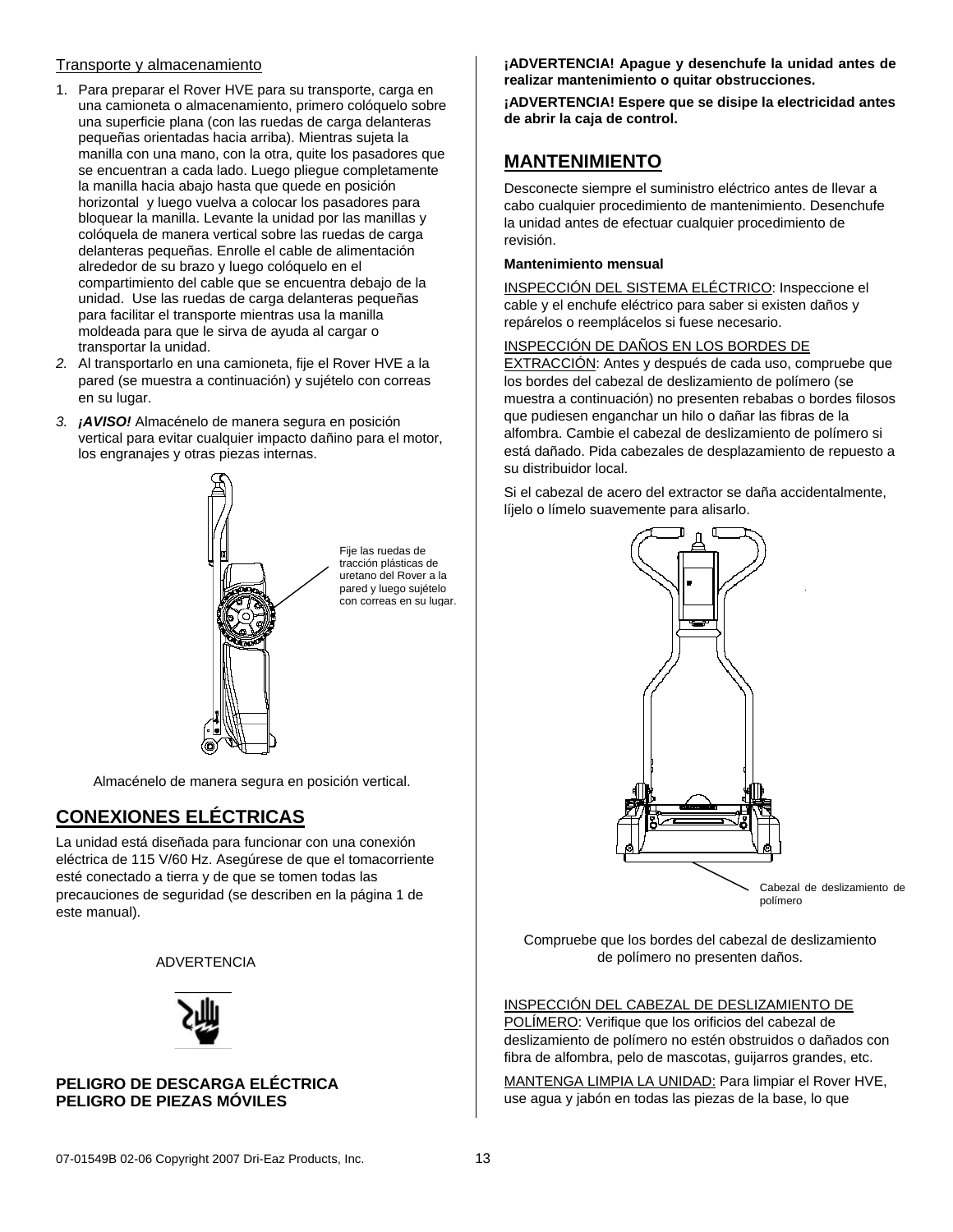Transporte y almacenamiento

1. Para preparar el Rover HVE para su transporte, carga en una camioneta o almacenamiento, primero colóquelo sobre una superficie plana (con las ruedas de carga delanteras pequeñas orientadas hacia arriba). Mientras sujeta la manilla con una mano, con la otra, quite los pasadores que se encuentran a cada lado. Luego pliegue completamente la manilla hacia abajo hasta que quede en posición horizontal y luego vuelva a colocar los pasadores para bloquear la manilla. Levante la unidad por las manillas y colóquela de manera vertical sobre las ruedas de carga delanteras pequeñas. Enrolle el cable de alimentación alrededor de su brazo y luego colóquelo en el compartimiento del cable que se encuentra debajo de la unidad. Use las ruedas de carga delanteras pequeñas para facilitar el transporte mientras usa la manilla moldeada para que le sirva de ayuda al cargar o transportar la unidad.
2. Al transportarlo en una camioneta, fije el Rover HVE a la pared (se muestra a continuación) y sujételo con correas en su lugar.
3. ***¡AVISO!*** Almacénelo de manera segura en posición vertical para evitar cualquier impacto dañino para el motor, los engranajes y otras piezas internas.

Fije las ruedas de tracción plásticas de uretano del Rover a la pared y luego sujételo con correas en su lugar.

Almacénelo de manera segura en posición vertical.

## CONEXIONES ELÉCTRICAS

La unidad está diseñada para funcionar con una conexión eléctrica de 115 V/60 Hz. Asegúrese de que el tomacorriente esté conectado a tierra y de que se tomen todas las precauciones de seguridad (se describen en la página 1 de este manual).

ADVERTENCIA

**PELIGRO DE DESCARGA ELÉCTRICA**
**PELIGRO DE PIEZAS MÓVILES**

**¡ADVERTENCIA! Apague y desenchufe la unidad antes de realizar mantenimiento o quitar obstrucciones.**

**¡ADVERTENCIA! Espere que se disipe la electricidad antes de abrir la caja de control.**

## MANTENIMIENTO

Desconecte siempre el suministro eléctrico antes de llevar a cabo cualquier procedimiento de mantenimiento. Desenchufe la unidad antes de efectuar cualquier procedimiento de revisión.

**Mantenimiento mensual**

INSPECCIÓN DEL SISTEMA ELÉCTRICO: Inspeccione el cable y el enchufe eléctrico para saber si existen daños y repárelos o reemplácelos si fuese necesario.

INSPECCIÓN DE DAÑOS EN LOS BORDES DE EXTRACCIÓN: Antes y después de cada uso, compruebe que los bordes del cabezal de deslizamiento de polímero (se muestra a continuación) no presenten rebabas o bordes filosos que pudiesen enganchar un hilo o dañar las fibras de la alfombra. Cambie el cabezal de deslizamiento de polímero si está dañado. Pida cabezales de desplazamiento de repuesto a su distribuidor local.

Si el cabezal de acero del extractor se daña accidentalmente, líjelo o límelo suavemente para alisarlo.

Cabezal de deslizamiento de polímero

Compruebe que los bordes del cabezal de deslizamiento de polímero no presenten daños.

INSPECCIÓN DEL CABEZAL DE DESLIZAMIENTO DE POLÍMERO: Verifique que los orificios del cabezal de deslizamiento de polímero no estén obstruidos o dañados con fibra de alfombra, pelo de mascotas, guijarros grandes, etc.

MANTENGA LIMPIA LA UNIDAD: Para limpiar el Rover HVE, use agua y jabón en todas las piezas de la base, lo que

07-01549B 02-06 Copyright 2007 Dri-Eaz Products, Inc.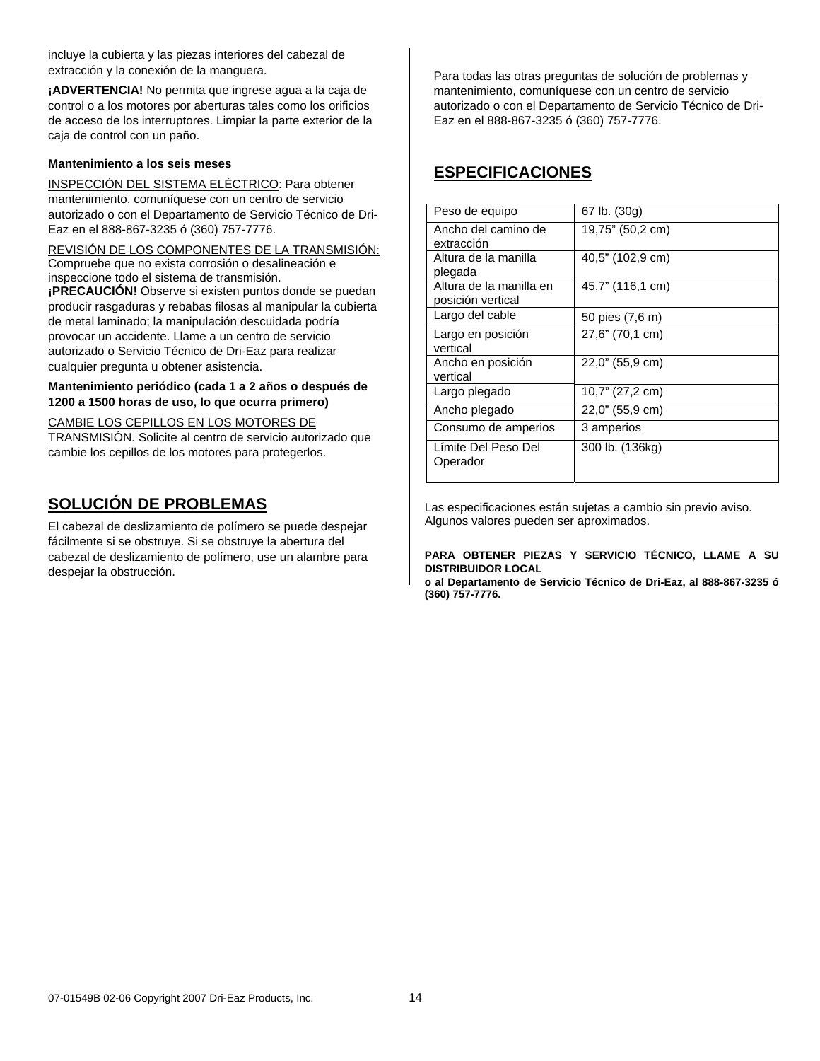incluye la cubierta y las piezas interiores del cabezal de extracción y la conexión de la manguera.

**¡ADVERTENCIA!** No permita que ingrese agua a la caja de control o a los motores por aberturas tales como los orificios de acceso de los interruptores. Limpiar la parte exterior de la caja de control con un paño.

**Mantenimiento a los seis meses**

INSPECCIÓN DEL SISTEMA ELÉCTRICO: Para obtener mantenimiento, comuníquese con un centro de servicio autorizado o con el Departamento de Servicio Técnico de Dri-Eaz en el 888-867-3235 ó (360) 757-7776.

REVISIÓN DE LOS COMPONENTES DE LA TRANSMISIÓN: Compruebe que no exista corrosión o desalineación e inspeccione todo el sistema de transmisión.
**¡PRECAUCIÓN!** Observe si existen puntos donde se puedan producir rasgaduras y rebabas filosas al manipular la cubierta de metal laminado; la manipulación descuidada podría provocar un accidente. Llame a un centro de servicio autorizado o Servicio Técnico de Dri-Eaz para realizar cualquier pregunta u obtener asistencia.

**Mantenimiento periódico (cada 1 a 2 años o después de 1200 a 1500 horas de uso, lo que ocurra primero)**

CAMBIE LOS CEPILLOS EN LOS MOTORES DE TRANSMISIÓN. Solicite al centro de servicio autorizado que cambie los cepillos de los motores para protegerlos.

## SOLUCIÓN DE PROBLEMAS

El cabezal de deslizamiento de polímero se puede despejar fácilmente si se obstruye. Si se obstruye la abertura del cabezal de deslizamiento de polímero, use un alambre para despejar la obstrucción.

Para todas las otras preguntas de solución de problemas y mantenimiento, comuníquese con un centro de servicio autorizado o con el Departamento de Servicio Técnico de Dri-Eaz en el 888-867-3235 ó (360) 757-7776.

## ESPECIFICACIONES

| | |
|---|---|
| Peso de equipo | 67 lb. (30g) |
| Ancho del camino de extracción | 19,75" (50,2 cm) |
| Altura de la manilla plegada | 40,5" (102,9 cm) |
| Altura de la manilla en posición vertical | 45,7" (116,1 cm) |
| Largo del cable | 50 pies (7,6 m) |
| Largo en posición vertical | 27,6" (70,1 cm) |
| Ancho en posición vertical | 22,0" (55,9 cm) |
| Largo plegado | 10,7" (27,2 cm) |
| Ancho plegado | 22,0" (55,9 cm) |
| Consumo de amperios | 3 amperios |
| Límite Del Peso Del Operador | 300 lb. (136kg) |

Las especificaciones están sujetas a cambio sin previo aviso. Algunos valores pueden ser aproximados.

**PARA OBTENER PIEZAS Y SERVICIO TÉCNICO, LLAME A SU DISTRIBUIDOR LOCAL**
**o al Departamento de Servicio Técnico de Dri-Eaz, al 888-867-3235 ó (360) 757-7776.**

07-01549B 02-06 Copyright 2007 Dri-Eaz Products, Inc.